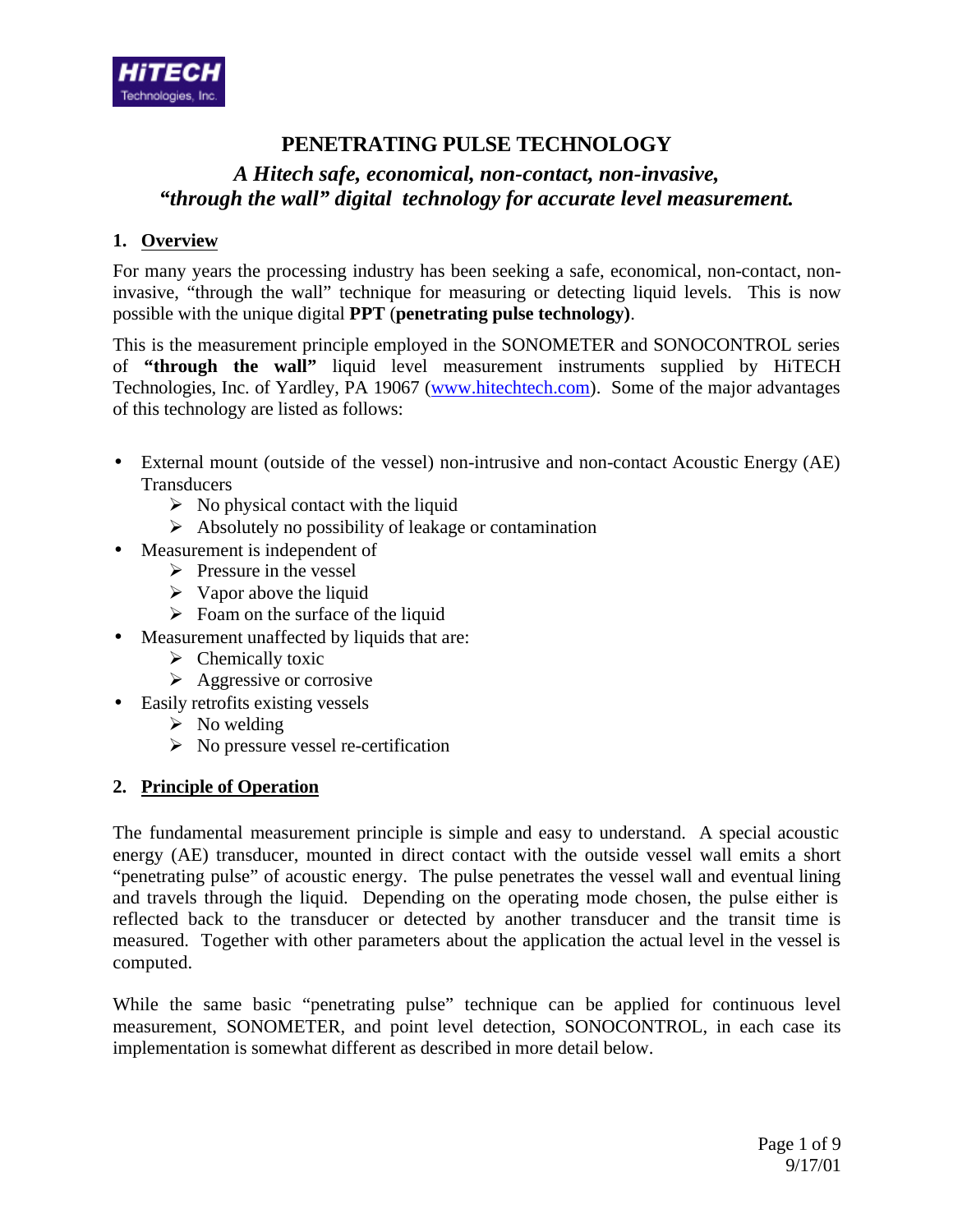# PENETRATING PULSE TECHNOLOGY

***A Hitech safe, economical, non-contact, non-invasive, "through the wall" digital technology for accurate level measurement.***

## 1. Overview

For many years the processing industry has been seeking a safe, economical, non-contact, non-invasive, "through the wall" technique for measuring or detecting liquid levels. This is now possible with the unique digital **PPT** (**penetrating pulse technology)**.

This is the measurement principle employed in the SONOMETER and SONOCONTROL series of **"through the wall"** liquid level measurement instruments supplied by HiTECH Technologies, Inc. of Yardley, PA 19067 (www.hitechtech.com). Some of the major advantages of this technology are listed as follows:

- External mount (outside of the vessel) non-intrusive and non-contact Acoustic Energy (AE) Transducers
  - No physical contact with the liquid
  - Absolutely no possibility of leakage or contamination
- Measurement is independent of
  - Pressure in the vessel
  - Vapor above the liquid
  - Foam on the surface of the liquid
- Measurement unaffected by liquids that are:
  - Chemically toxic
  - Aggressive or corrosive
- Easily retrofits existing vessels
  - No welding
  - No pressure vessel re-certification

## 2. Principle of Operation

The fundamental measurement principle is simple and easy to understand. A special acoustic energy (AE) transducer, mounted in direct contact with the outside vessel wall emits a short "penetrating pulse" of acoustic energy. The pulse penetrates the vessel wall and eventual lining and travels through the liquid. Depending on the operating mode chosen, the pulse either is reflected back to the transducer or detected by another transducer and the transit time is measured. Together with other parameters about the application the actual level in the vessel is computed.

While the same basic "penetrating pulse" technique can be applied for continuous level measurement, SONOMETER, and point level detection, SONOCONTROL, in each case its implementation is somewhat different as described in more detail below.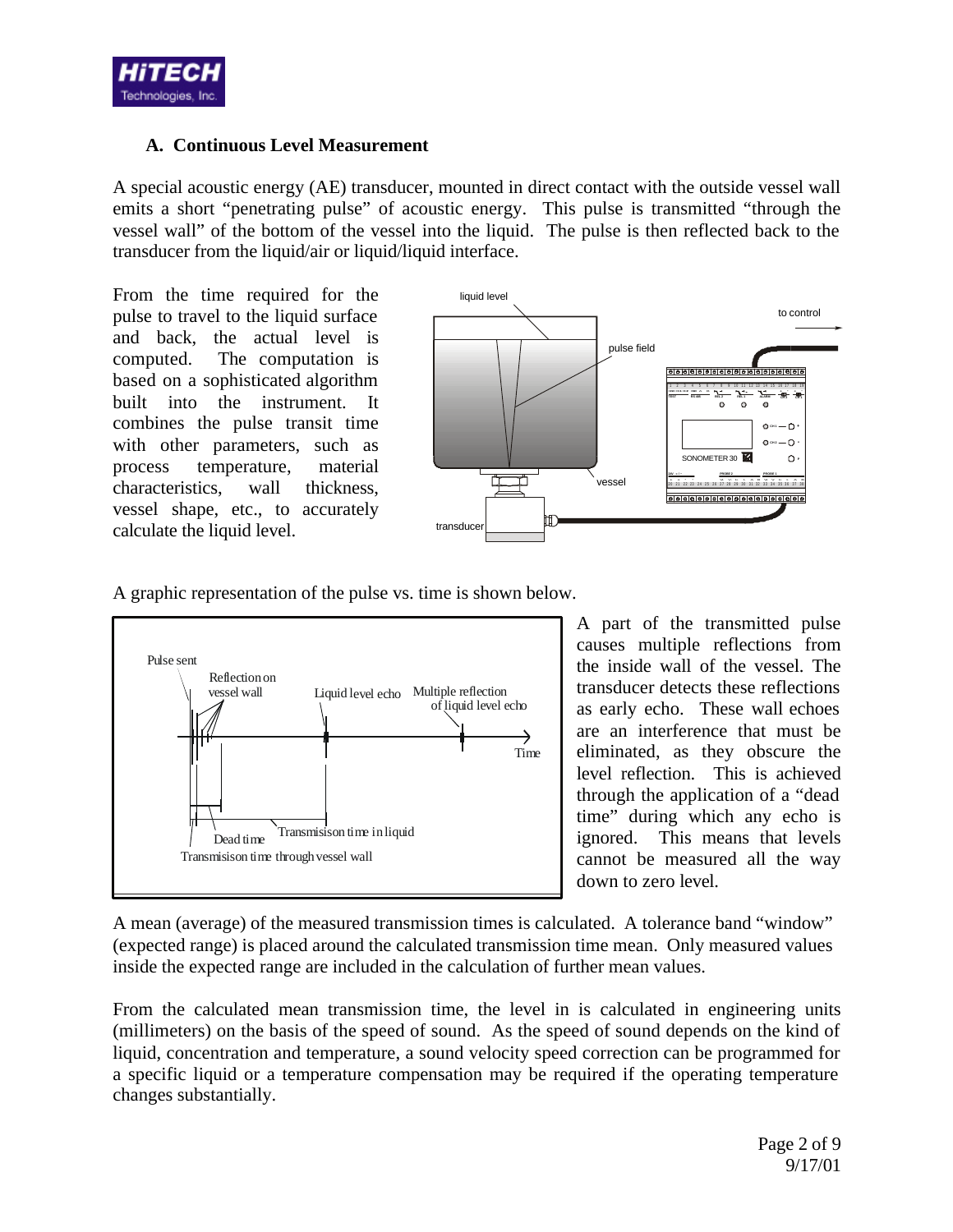### A. Continuous Level Measurement

A special acoustic energy (AE) transducer, mounted in direct contact with the outside vessel wall emits a short "penetrating pulse" of acoustic energy. This pulse is transmitted "through the vessel wall" of the bottom of the vessel into the liquid. The pulse is then reflected back to the transducer from the liquid/air or liquid/liquid interface.

From the time required for the pulse to travel to the liquid surface and back, the actual level is computed. The computation is based on a sophisticated algorithm built into the instrument. It combines the pulse transit time with other parameters, such as process temperature, material characteristics, wall thickness, vessel shape, etc., to accurately calculate the liquid level.

A graphic representation of the pulse vs. time is shown below.

A part of the transmitted pulse causes multiple reflections from the inside wall of the vessel. The transducer detects these reflections as early echo. These wall echoes are an interference that must be eliminated, as they obscure the level reflection. This is achieved through the application of a "dead time" during which any echo is ignored. This means that levels cannot be measured all the way down to zero level.

A mean (average) of the measured transmission times is calculated. A tolerance band "window" (expected range) is placed around the calculated transmission time mean. Only measured values inside the expected range are included in the calculation of further mean values.

From the calculated mean transmission time, the level in is calculated in engineering units (millimeters) on the basis of the speed of sound. As the speed of sound depends on the kind of liquid, concentration and temperature, a sound velocity speed correction can be programmed for a specific liquid or a temperature compensation may be required if the operating temperature changes substantially.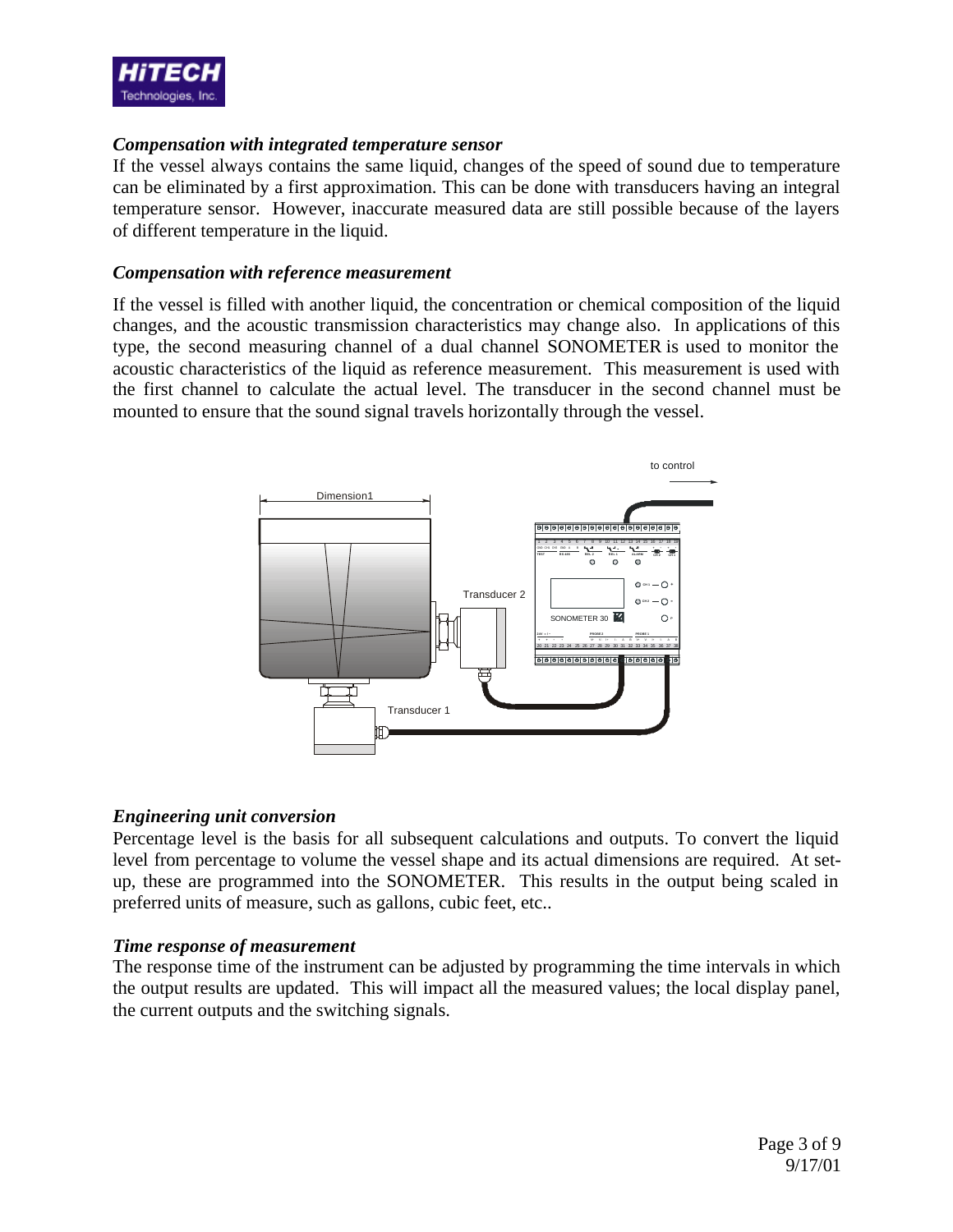### *Compensation with integrated temperature sensor*

If the vessel always contains the same liquid, changes of the speed of sound due to temperature can be eliminated by a first approximation. This can be done with transducers having an integral temperature sensor. However, inaccurate measured data are still possible because of the layers of different temperature in the liquid.

### *Compensation with reference measurement*

If the vessel is filled with another liquid, the concentration or chemical composition of the liquid changes, and the acoustic transmission characteristics may change also. In applications of this type, the second measuring channel of a dual channel SONOMETER is used to monitor the acoustic characteristics of the liquid as reference measurement. This measurement is used with the first channel to calculate the actual level. The transducer in the second channel must be mounted to ensure that the sound signal travels horizontally through the vessel.

### *Engineering unit conversion*

Percentage level is the basis for all subsequent calculations and outputs. To convert the liquid level from percentage to volume the vessel shape and its actual dimensions are required. At set-up, these are programmed into the SONOMETER. This results in the output being scaled in preferred units of measure, such as gallons, cubic feet, etc..

### *Time response of measurement*

The response time of the instrument can be adjusted by programming the time intervals in which the output results are updated. This will impact all the measured values; the local display panel, the current outputs and the switching signals.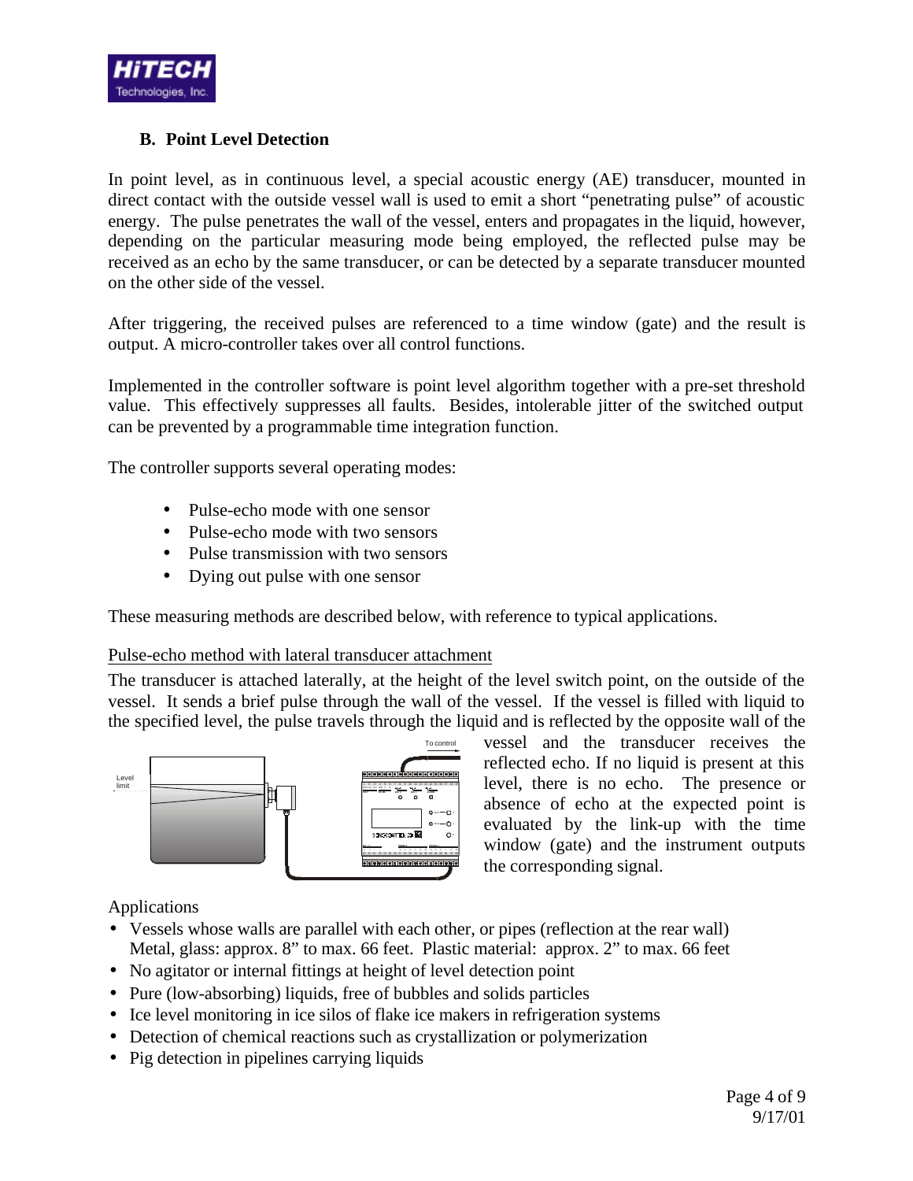### B. Point Level Detection

In point level, as in continuous level, a special acoustic energy (AE) transducer, mounted in direct contact with the outside vessel wall is used to emit a short "penetrating pulse" of acoustic energy. The pulse penetrates the wall of the vessel, enters and propagates in the liquid, however, depending on the particular measuring mode being employed, the reflected pulse may be received as an echo by the same transducer, or can be detected by a separate transducer mounted on the other side of the vessel.

After triggering, the received pulses are referenced to a time window (gate) and the result is output. A micro-controller takes over all control functions.

Implemented in the controller software is point level algorithm together with a pre-set threshold value. This effectively suppresses all faults. Besides, intolerable jitter of the switched output can be prevented by a programmable time integration function.

The controller supports several operating modes:

- Pulse-echo mode with one sensor
- Pulse-echo mode with two sensors
- Pulse transmission with two sensors
- Dying out pulse with one sensor

These measuring methods are described below, with reference to typical applications.

Pulse-echo method with lateral transducer attachment

The transducer is attached laterally, at the height of the level switch point, on the outside of the vessel. It sends a brief pulse through the wall of the vessel. If the vessel is filled with liquid to the specified level, the pulse travels through the liquid and is reflected by the opposite wall of the vessel and the transducer receives the reflected echo. If no liquid is present at this level, there is no echo. The presence or absence of echo at the expected point is evaluated by the link-up with the time window (gate) and the instrument outputs the corresponding signal.

Applications

- Vessels whose walls are parallel with each other, or pipes (reflection at the rear wall) Metal, glass: approx. 8" to max. 66 feet. Plastic material: approx. 2" to max. 66 feet
- No agitator or internal fittings at height of level detection point
- Pure (low-absorbing) liquids, free of bubbles and solids particles
- Ice level monitoring in ice silos of flake ice makers in refrigeration systems
- Detection of chemical reactions such as crystallization or polymerization
- Pig detection in pipelines carrying liquids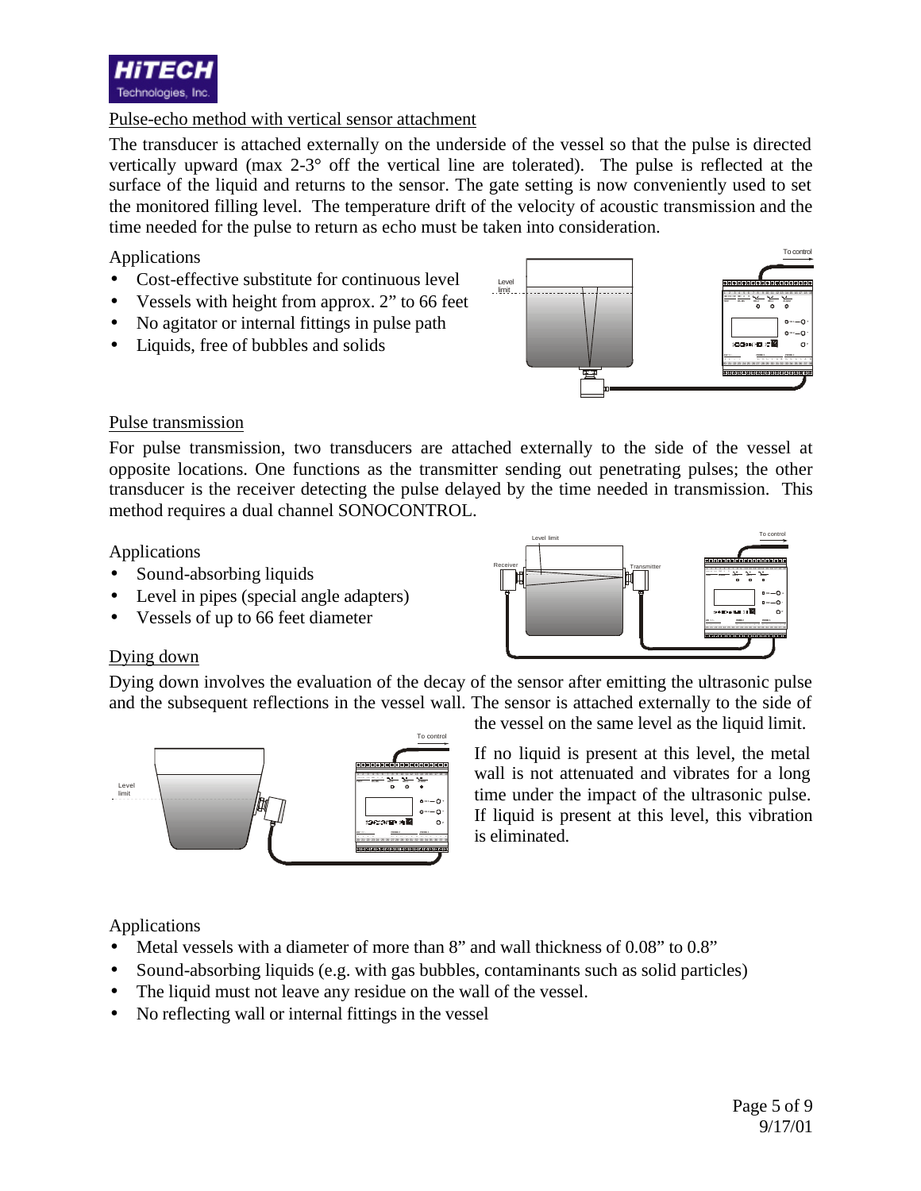## Pulse-echo method with vertical sensor attachment

The transducer is attached externally on the underside of the vessel so that the pulse is directed vertically upward (max 2-3° off the vertical line are tolerated). The pulse is reflected at the surface of the liquid and returns to the sensor. The gate setting is now conveniently used to set the monitored filling level. The temperature drift of the velocity of acoustic transmission and the time needed for the pulse to return as echo must be taken into consideration.

Applications

- Cost-effective substitute for continuous level
- Vessels with height from approx. 2" to 66 feet
- No agitator or internal fittings in pulse path
- Liquids, free of bubbles and solids

## Pulse transmission

For pulse transmission, two transducers are attached externally to the side of the vessel at opposite locations. One functions as the transmitter sending out penetrating pulses; the other transducer is the receiver detecting the pulse delayed by the time needed in transmission. This method requires a dual channel SONOCONTROL.

Applications

- Sound-absorbing liquids
- Level in pipes (special angle adapters)
- Vessels of up to 66 feet diameter

## Dying down

Dying down involves the evaluation of the decay of the sensor after emitting the ultrasonic pulse and the subsequent reflections in the vessel wall. The sensor is attached externally to the side of the vessel on the same level as the liquid limit.

If no liquid is present at this level, the metal wall is not attenuated and vibrates for a long time under the impact of the ultrasonic pulse. If liquid is present at this level, this vibration is eliminated.

Applications

- Metal vessels with a diameter of more than 8" and wall thickness of 0.08" to 0.8"
- Sound-absorbing liquids (e.g. with gas bubbles, contaminants such as solid particles)
- The liquid must not leave any residue on the wall of the vessel.
- No reflecting wall or internal fittings in the vessel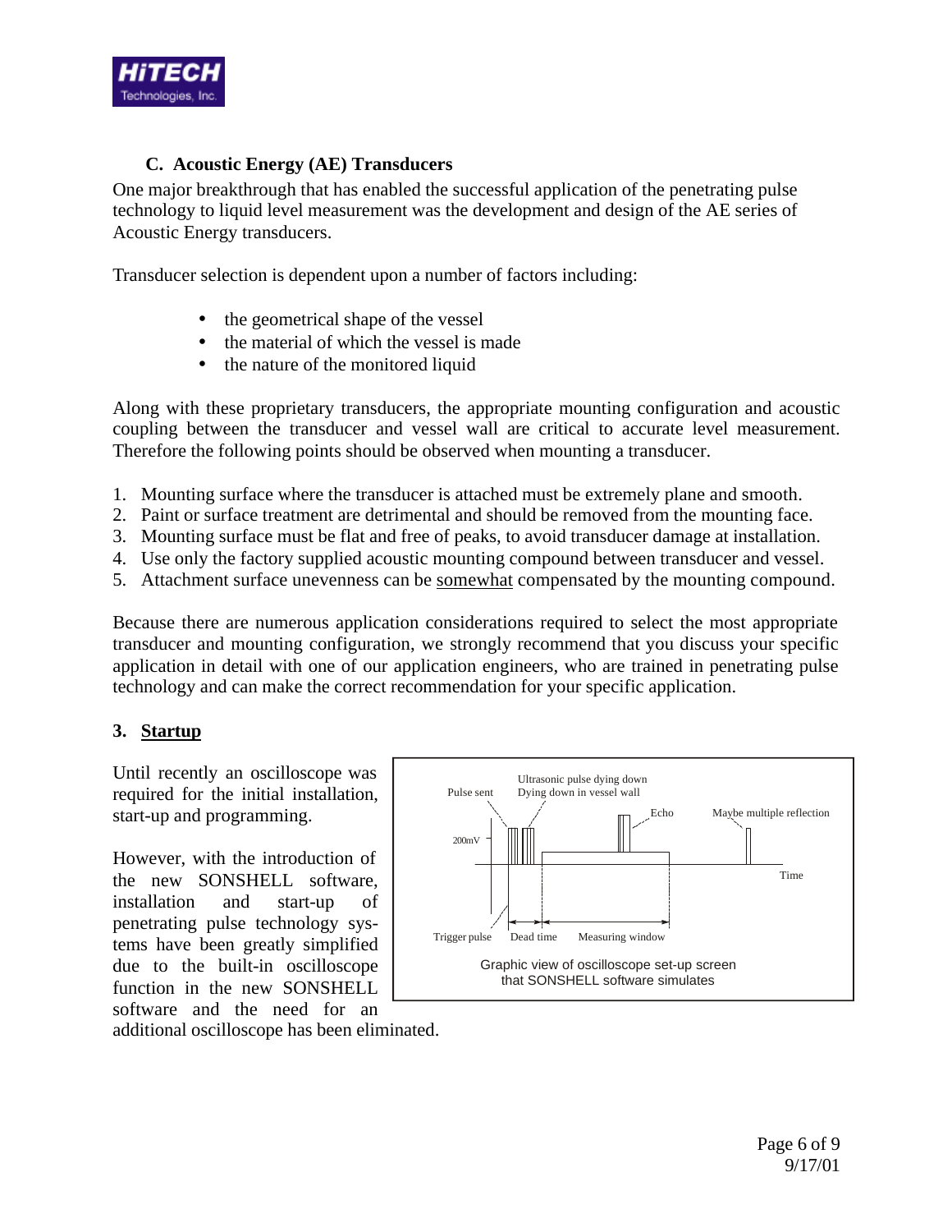### C. Acoustic Energy (AE) Transducers

One major breakthrough that has enabled the successful application of the penetrating pulse technology to liquid level measurement was the development and design of the AE series of Acoustic Energy transducers.

Transducer selection is dependent upon a number of factors including:

- the geometrical shape of the vessel
- the material of which the vessel is made
- the nature of the monitored liquid

Along with these proprietary transducers, the appropriate mounting configuration and acoustic coupling between the transducer and vessel wall are critical to accurate level measurement. Therefore the following points should be observed when mounting a transducer.

1. Mounting surface where the transducer is attached must be extremely plane and smooth.
2. Paint or surface treatment are detrimental and should be removed from the mounting face.
3. Mounting surface must be flat and free of peaks, to avoid transducer damage at installation.
4. Use only the factory supplied acoustic mounting compound between transducer and vessel.
5. Attachment surface unevenness can be somewhat compensated by the mounting compound.

Because there are numerous application considerations required to select the most appropriate transducer and mounting configuration, we strongly recommend that you discuss your specific application in detail with one of our application engineers, who are trained in penetrating pulse technology and can make the correct recommendation for your specific application.

## 3. Startup

Until recently an oscilloscope was required for the initial installation, start-up and programming.

However, with the introduction of the new SONSHELL software, installation and start-up of penetrating pulse technology systems have been greatly simplified due to the built-in oscilloscope function in the new SONSHELL software and the need for an additional oscilloscope has been eliminated.

Graphic view of oscilloscope set-up screen that SONSHELL software simulates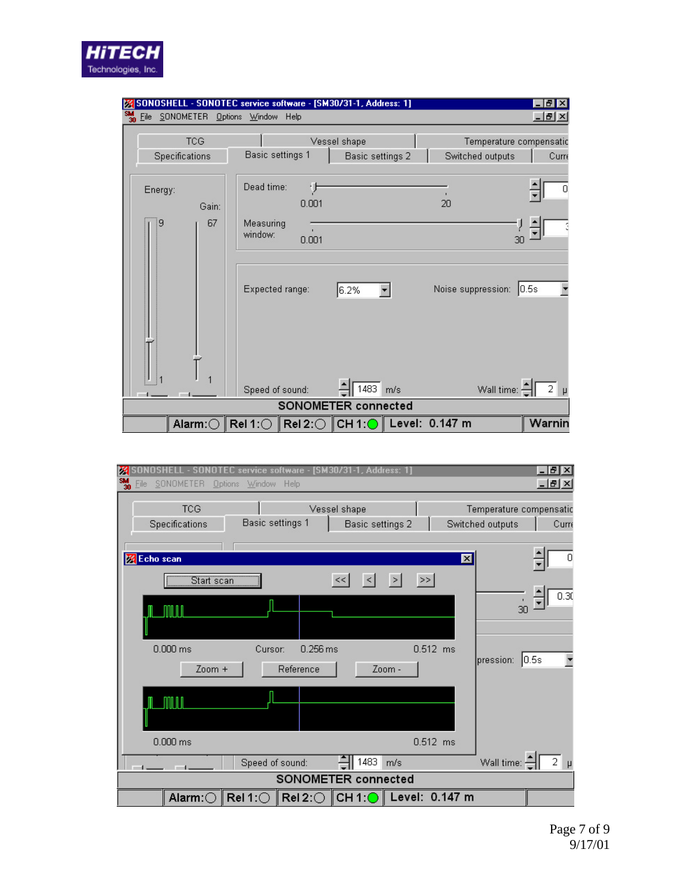SONOSHELL - SONOTEC service software - [SM30/31-1, Address: 1]

File SONOMETER Options Window Help

TCG | Vessel shape | Temperature compensatio

Specifications | Basic settings 1 | Basic settings 2 | Switched outputs | Curre

Energy:

Gain:

9 67

1 1

Dead time: 0.001 20 0

Measuring window: 0.001 30 3

Expected range: 6.2%

Noise suppression: 0.5s

Speed of sound: 1483 m/s

Wall time: 2 µ

SONOMETER connected

Alarm: Rel 1: Rel 2: CH 1: Level: 0.147 m Warnin

---

SONOSHELL - SONOTEC service software - [SM30/31-1, Address: 1]

File SONOMETER Options Window Help

TCG | Vessel shape | Temperature compensatio

Specifications | Basic settings 1 | Basic settings 2 | Switched outputs | Curre

Echo scan

Start scan | << | < | > | >>

0.000 ms Cursor: 0.256 ms 0.512 ms

Zoom + | Reference | Zoom -

0.000 ms 0.512 ms

0

30 0.30

pression: 0.5s

Speed of sound: 1483 m/s

Wall time: 2 µ

SONOMETER connected

Alarm: Rel 1: Rel 2: CH 1: Level: 0.147 m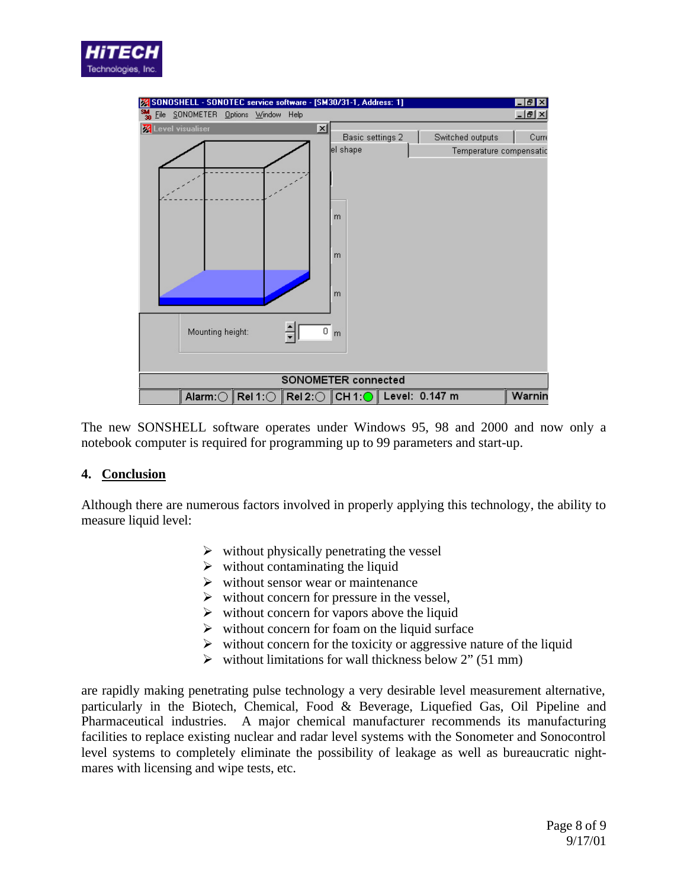The new SONSHELL software operates under Windows 95, 98 and 2000 and now only a notebook computer is required for programming up to 99 parameters and start-up.

## 4. Conclusion

Although there are numerous factors involved in properly applying this technology, the ability to measure liquid level:

- without physically penetrating the vessel
- without contaminating the liquid
- without sensor wear or maintenance
- without concern for pressure in the vessel,
- without concern for vapors above the liquid
- without concern for foam on the liquid surface
- without concern for the toxicity or aggressive nature of the liquid
- without limitations for wall thickness below 2" (51 mm)

are rapidly making penetrating pulse technology a very desirable level measurement alternative, particularly in the Biotech, Chemical, Food & Beverage, Liquefied Gas, Oil Pipeline and Pharmaceutical industries. A major chemical manufacturer recommends its manufacturing facilities to replace existing nuclear and radar level systems with the Sonometer and Sonocontrol level systems to completely eliminate the possibility of leakage as well as bureaucratic night-mares with licensing and wipe tests, etc.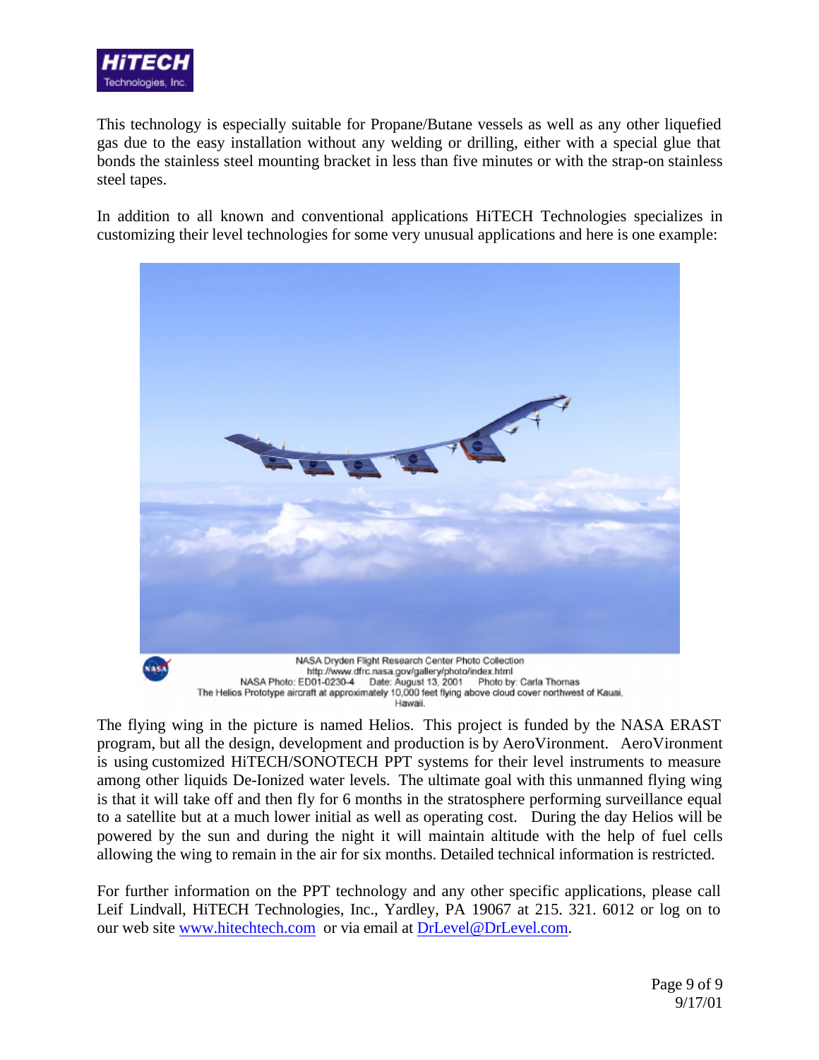This technology is especially suitable for Propane/Butane vessels as well as any other liquefied gas due to the easy installation without any welding or drilling, either with a special glue that bonds the stainless steel mounting bracket in less than five minutes or with the strap-on stainless steel tapes.

In addition to all known and conventional applications HiTECH Technologies specializes in customizing their level technologies for some very unusual applications and here is one example:

NASA Dryden Flight Research Center Photo Collection
http://www.dfrc.nasa.gov/gallery/photo/index.html
NASA Photo: ED01-0230-4 Date: August 13, 2001 Photo by: Carla Thomas
The Helios Prototype aircraft at approximately 10,000 feet flying above cloud cover northwest of Kauai, Hawaii.

The flying wing in the picture is named Helios. This project is funded by the NASA ERAST program, but all the design, development and production is by AeroVironment. AeroVironment is using customized HiTECH/SONOTECH PPT systems for their level instruments to measure among other liquids De-Ionized water levels. The ultimate goal with this unmanned flying wing is that it will take off and then fly for 6 months in the stratosphere performing surveillance equal to a satellite but at a much lower initial as well as operating cost. During the day Helios will be powered by the sun and during the night it will maintain altitude with the help of fuel cells allowing the wing to remain in the air for six months. Detailed technical information is restricted.

For further information on the PPT technology and any other specific applications, please call Leif Lindvall, HiTECH Technologies, Inc., Yardley, PA 19067 at 215. 321. 6012 or log on to our web site www.hitechtech.com or via email at DrLevel@DrLevel.com.

9/17/01